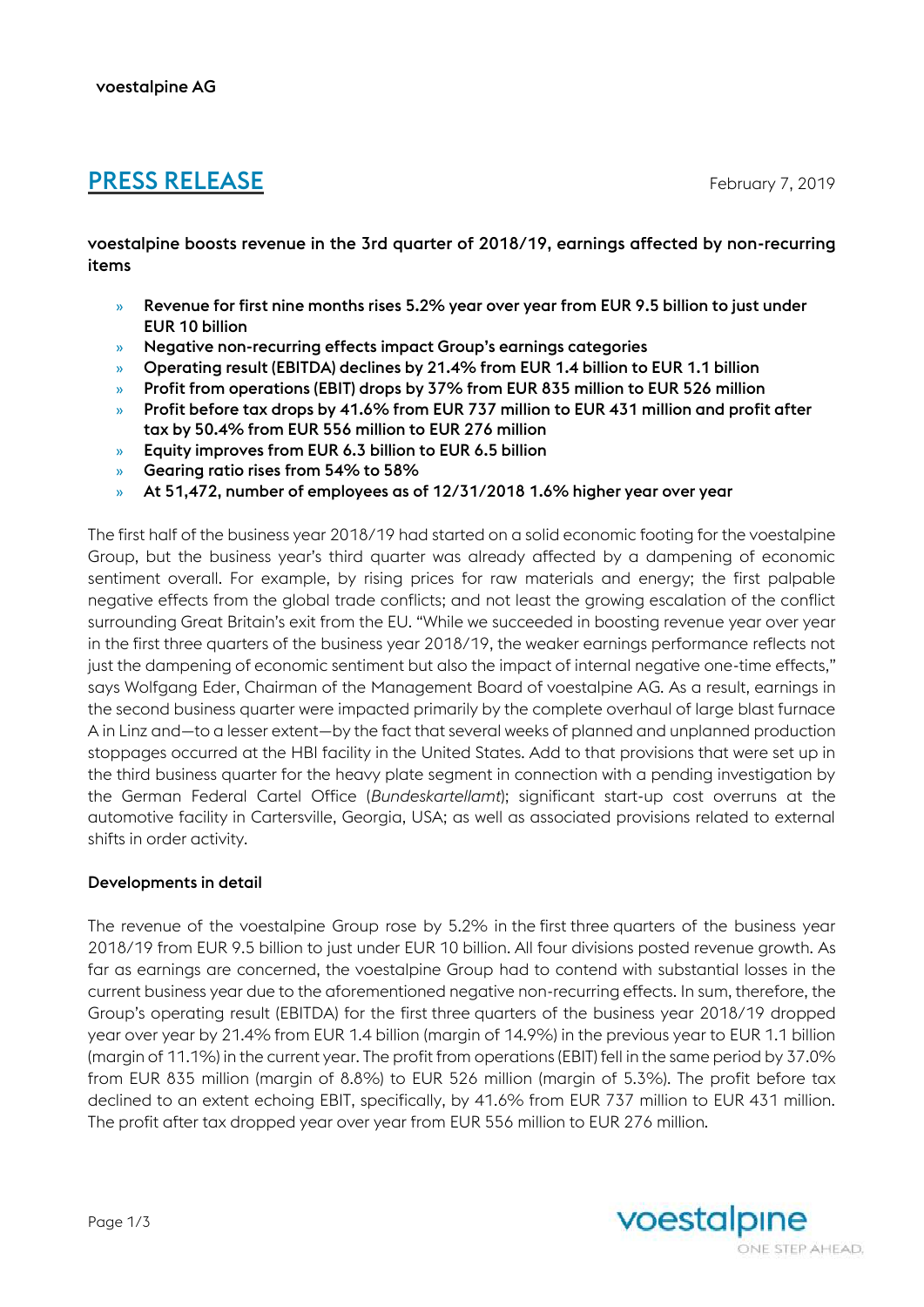voestalpine AG

# PRESS RELEASE

February 7, 2019

**voestalpine boosts revenue in the 3rd quarter of 2018/19, earnings affected by non-recurring items**

- **Revenue for first nine months rises 5.2% year over year from EUR 9.5 billion to just under EUR 10 billion**
- **Negative non-recurring effects impact Group's earnings categories**
- **Operating result (EBITDA) declines by 21.4% from EUR 1.4 billion to EUR 1.1 billion**
- **Profit from operations (EBIT) drops by 37% from EUR 835 million to EUR 526 million**
- **Profit before tax drops by 41.6% from EUR 737 million to EUR 431 million and profit after tax by 50.4% from EUR 556 million to EUR 276 million**
- **Equity improves from EUR 6.3 billion to EUR 6.5 billion**
- **Gearing ratio rises from 54% to 58%**
- **At 51,472, number of employees as of 12/31/2018 1.6% higher year over year**

The first half of the business year 2018/19 had started on a solid economic footing for the voestalpine Group, but the business year's third quarter was already affected by a dampening of economic sentiment overall. For example, by rising prices for raw materials and energy; the first palpable negative effects from the global trade conflicts; and not least the growing escalation of the conflict surrounding Great Britain's exit from the EU. "While we succeeded in boosting revenue year over year in the first three quarters of the business year 2018/19, the weaker earnings performance reflects not just the dampening of economic sentiment but also the impact of internal negative one-time effects," says Wolfgang Eder, Chairman of the Management Board of voestalpine AG. As a result, earnings in the second business quarter were impacted primarily by the complete overhaul of large blast furnace A in Linz and—to a lesser extent—by the fact that several weeks of planned and unplanned production stoppages occurred at the HBI facility in the United States. Add to that provisions that were set up in the third business quarter for the heavy plate segment in connection with a pending investigation by the German Federal Cartel Office (*Bundeskartellamt*); significant start-up cost overruns at the automotive facility in Cartersville, Georgia, USA; as well as associated provisions related to external shifts in order activity.

**Developments in detail**

The revenue of the voestalpine Group rose by 5.2% in the first three quarters of the business year 2018/19 from EUR 9.5 billion to just under EUR 10 billion. All four divisions posted revenue growth. As far as earnings are concerned, the voestalpine Group had to contend with substantial losses in the current business year due to the aforementioned negative non-recurring effects. In sum, therefore, the Group's operating result (EBITDA) for the first three quarters of the business year 2018/19 dropped year over year by 21.4% from EUR 1.4 billion (margin of 14.9%) in the previous year to EUR 1.1 billion (margin of 11.1%) in the current year. The profit from operations (EBIT) fell in the same period by 37.0% from EUR 835 million (margin of 8.8%) to EUR 526 million (margin of 5.3%). The profit before tax declined to an extent echoing EBIT, specifically, by 41.6% from EUR 737 million to EUR 431 million. The profit after tax dropped year over year from EUR 556 million to EUR 276 million.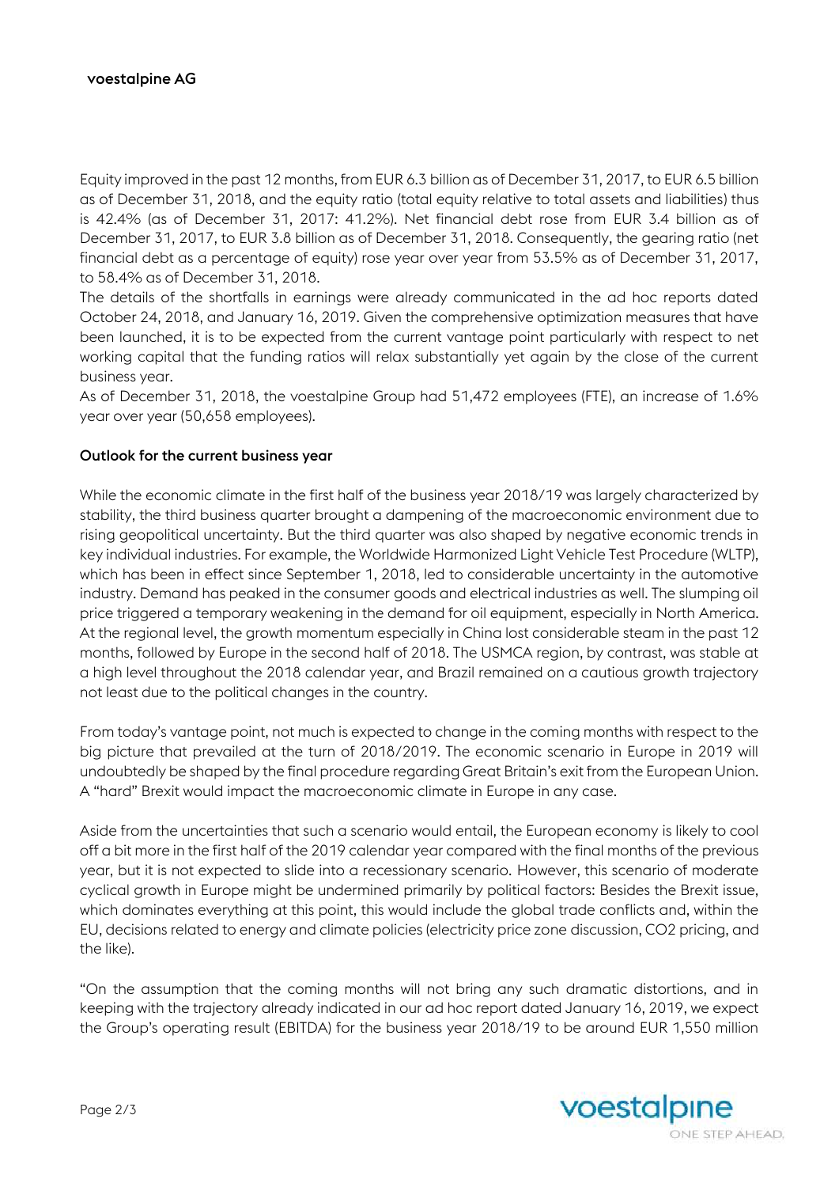Equity improved in the past 12 months, from EUR 6.3 billion as of December 31, 2017, to EUR 6.5 billion as of December 31, 2018, and the equity ratio (total equity relative to total assets and liabilities) thus is 42.4% (as of December 31, 2017: 41.2%). Net financial debt rose from EUR 3.4 billion as of December 31, 2017, to EUR 3.8 billion as of December 31, 2018. Consequently, the gearing ratio (net financial debt as a percentage of equity) rose year over year from 53.5% as of December 31, 2017, to 58.4% as of December 31, 2018.

The details of the shortfalls in earnings were already communicated in the ad hoc reports dated October 24, 2018, and January 16, 2019. Given the comprehensive optimization measures that have been launched, it is to be expected from the current vantage point particularly with respect to net working capital that the funding ratios will relax substantially yet again by the close of the current business year.

As of December 31, 2018, the voestalpine Group had 51,472 employees (FTE), an increase of 1.6% year over year (50,658 employees).

## Outlook for the current business year

While the economic climate in the first half of the business year 2018/19 was largely characterized by stability, the third business quarter brought a dampening of the macroeconomic environment due to rising geopolitical uncertainty. But the third quarter was also shaped by negative economic trends in key individual industries. For example, the Worldwide Harmonized Light Vehicle Test Procedure (WLTP), which has been in effect since September 1, 2018, led to considerable uncertainty in the automotive industry. Demand has peaked in the consumer goods and electrical industries as well. The slumping oil price triggered a temporary weakening in the demand for oil equipment, especially in North America. At the regional level, the growth momentum especially in China lost considerable steam in the past 12 months, followed by Europe in the second half of 2018. The USMCA region, by contrast, was stable at a high level throughout the 2018 calendar year, and Brazil remained on a cautious growth trajectory not least due to the political changes in the country.

From today's vantage point, not much is expected to change in the coming months with respect to the big picture that prevailed at the turn of 2018/2019. The economic scenario in Europe in 2019 will undoubtedly be shaped by the final procedure regarding Great Britain's exit from the European Union. A "hard" Brexit would impact the macroeconomic climate in Europe in any case.

Aside from the uncertainties that such a scenario would entail, the European economy is likely to cool off a bit more in the first half of the 2019 calendar year compared with the final months of the previous year, but it is not expected to slide into a recessionary scenario. However, this scenario of moderate cyclical growth in Europe might be undermined primarily by political factors: Besides the Brexit issue, which dominates everything at this point, this would include the global trade conflicts and, within the EU, decisions related to energy and climate policies (electricity price zone discussion, $CO_2$ pricing, and the like).

"On the assumption that the coming months will not bring any such dramatic distortions, and in keeping with the trajectory already indicated in our ad hoc report dated January 16, 2019, we expect the Group's operating result (EBITDA) for the business year 2018/19 to be around EUR 1,550 million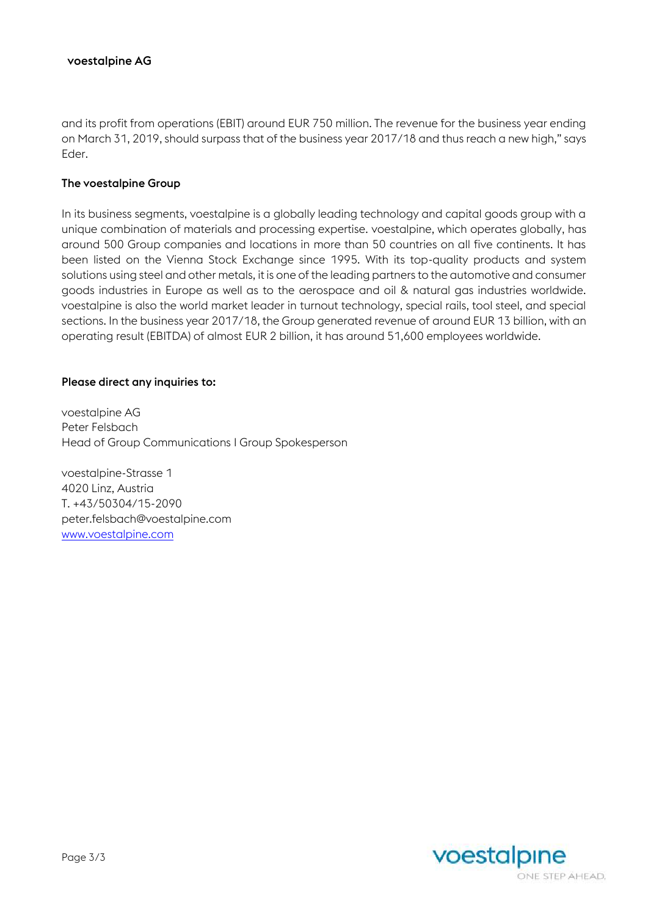and its profit from operations (EBIT) around EUR 750 million. The revenue for the business year ending on March 31, 2019, should surpass that of the business year 2017/18 and thus reach a new high," says Eder.

**The voestalpine Group**

In its business segments, voestalpine is a globally leading technology and capital goods group with a unique combination of materials and processing expertise. voestalpine, which operates globally, has around 500 Group companies and locations in more than 50 countries on all five continents. It has been listed on the Vienna Stock Exchange since 1995. With its top-quality products and system solutions using steel and other metals, it is one of the leading partners to the automotive and consumer goods industries in Europe as well as to the aerospace and oil & natural gas industries worldwide. voestalpine is also the world market leader in turnout technology, special rails, tool steel, and special sections. In the business year 2017/18, the Group generated revenue of around EUR 13 billion, with an operating result (EBITDA) of almost EUR 2 billion, it has around 51,600 employees worldwide.

**Please direct any inquiries to:**

voestalpine AG
Peter Felsbach
Head of Group Communications I Group Spokesperson

voestalpine-Strasse 1
4020 Linz, Austria
T. +43/50304/15-2090
peter.felsbach@voestalpine.com
www.voestalpine.com